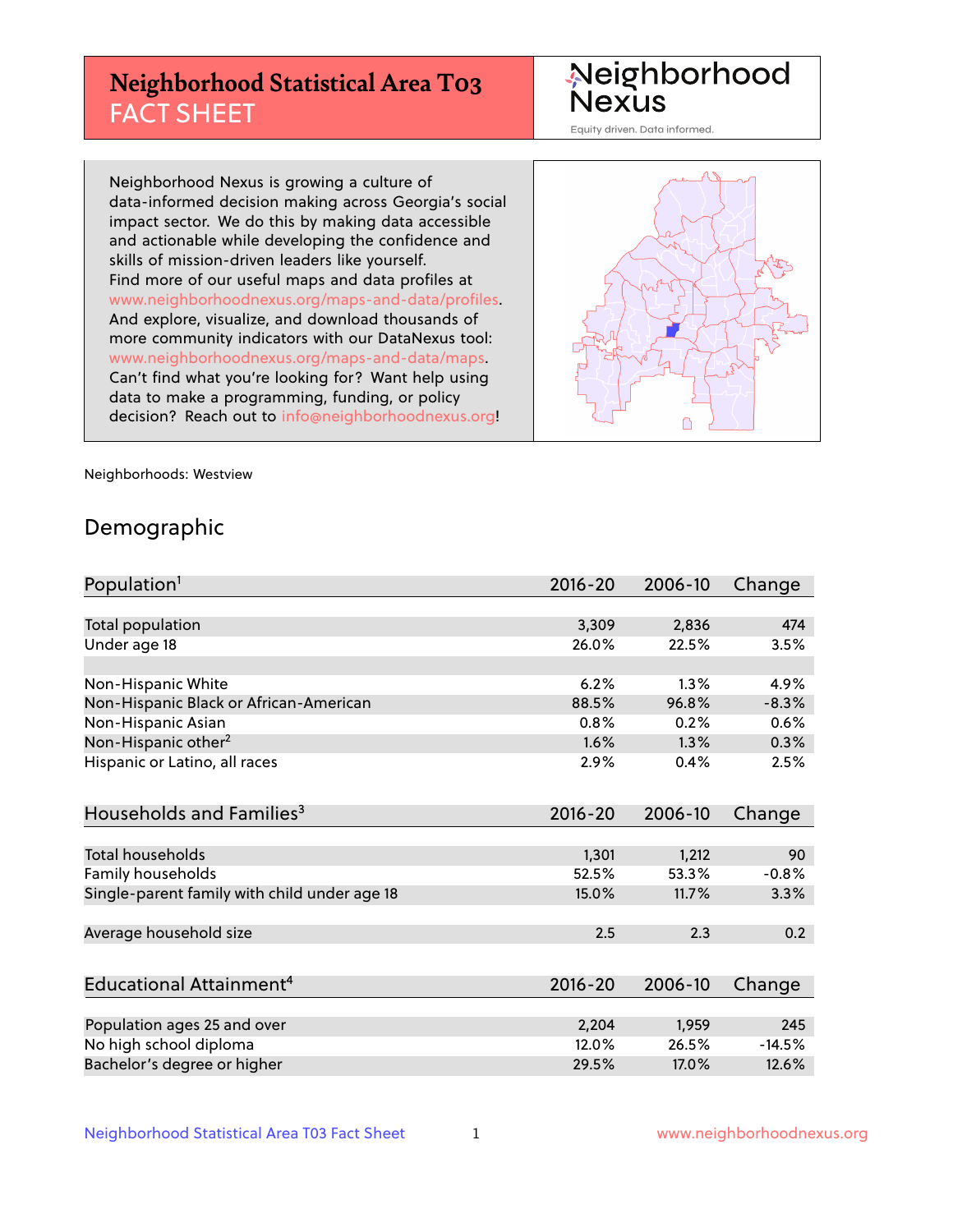# Neighborhood Statistical Area T03 FACT SHEET

**Neighborhood Nexus**
Equity driven. Data informed.

Neighborhood Nexus is growing a culture of data-informed decision making across Georgia's social impact sector. We do this by making data accessible and actionable while developing the confidence and skills of mission-driven leaders like yourself. Find more of our useful maps and data profiles at www.neighborhoodnexus.org/maps-and-data/profiles. And explore, visualize, and download thousands of more community indicators with our DataNexus tool: www.neighborhoodnexus.org/maps-and-data/maps. Can't find what you're looking for? Want help using data to make a programming, funding, or policy decision? Reach out to info@neighborhoodnexus.org!

Neighborhoods: Westview

## Demographic

| Population[1] | 2016-20 | 2006-10 | Change |
|---|---|---|---|
| Total population | 3,309 | 2,836 | 474 |
| Under age 18 | 26.0% | 22.5% | 3.5% |
| | | | |
| Non-Hispanic White | 6.2% | 1.3% | 4.9% |
| Non-Hispanic Black or African-American | 88.5% | 96.8% | -8.3% |
| Non-Hispanic Asian | 0.8% | 0.2% | 0.6% |
| Non-Hispanic other[2] | 1.6% | 1.3% | 0.3% |
| Hispanic or Latino, all races | 2.9% | 0.4% | 2.5% |

| Households and Families[3] | 2016-20 | 2006-10 | Change |
|---|---|---|---|
| Total households | 1,301 | 1,212 | 90 |
| Family households | 52.5% | 53.3% | -0.8% |
| Single-parent family with child under age 18 | 15.0% | 11.7% | 3.3% |
| | | | |
| Average household size | 2.5 | 2.3 | 0.2 |

| Educational Attainment[4] | 2016-20 | 2006-10 | Change |
|---|---|---|---|
| Population ages 25 and over | 2,204 | 1,959 | 245 |
| No high school diploma | 12.0% | 26.5% | -14.5% |
| Bachelor's degree or higher | 29.5% | 17.0% | 12.6% |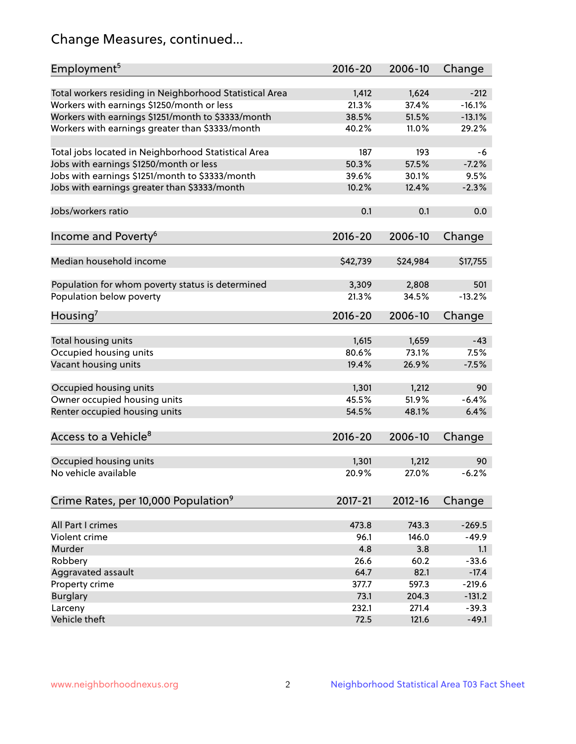# Change Measures, continued...

| Employment[5] | 2016-20 | 2006-10 | Change |
|---|---|---|---|
| Total workers residing in Neighborhood Statistical Area | 1,412 | 1,624 | -212 |
| Workers with earnings $1250/month or less | 21.3% | 37.4% | -16.1% |
| Workers with earnings $1251/month to $3333/month | 38.5% | 51.5% | -13.1% |
| Workers with earnings greater than $3333/month | 40.2% | 11.0% | 29.2% |
| | | | |
| Total jobs located in Neighborhood Statistical Area | 187 | 193 | -6 |
| Jobs with earnings $1250/month or less | 50.3% | 57.5% | -7.2% |
| Jobs with earnings $1251/month to $3333/month | 39.6% | 30.1% | 9.5% |
| Jobs with earnings greater than $3333/month | 10.2% | 12.4% | -2.3% |
| | | | |
| Jobs/workers ratio | 0.1 | 0.1 | 0.0 |

| Income and Poverty[6] | 2016-20 | 2006-10 | Change |
|---|---|---|---|
| Median household income | $42,739 | $24,984 | $17,755 |
| | | | |
| Population for whom poverty status is determined | 3,309 | 2,808 | 501 |
| Population below poverty | 21.3% | 34.5% | -13.2% |

| Housing[7] | 2016-20 | 2006-10 | Change |
|---|---|---|---|
| Total housing units | 1,615 | 1,659 | -43 |
| Occupied housing units | 80.6% | 73.1% | 7.5% |
| Vacant housing units | 19.4% | 26.9% | -7.5% |
| | | | |
| Occupied housing units | 1,301 | 1,212 | 90 |
| Owner occupied housing units | 45.5% | 51.9% | -6.4% |
| Renter occupied housing units | 54.5% | 48.1% | 6.4% |

| Access to a Vehicle[8] | 2016-20 | 2006-10 | Change |
|---|---|---|---|
| Occupied housing units | 1,301 | 1,212 | 90 |
| No vehicle available | 20.9% | 27.0% | -6.2% |

| Crime Rates, per 10,000 Population[9] | 2017-21 | 2012-16 | Change |
|---|---|---|---|
| All Part I crimes | 473.8 | 743.3 | -269.5 |
| Violent crime | 96.1 | 146.0 | -49.9 |
| Murder | 4.8 | 3.8 | 1.1 |
| Robbery | 26.6 | 60.2 | -33.6 |
| Aggravated assault | 64.7 | 82.1 | -17.4 |
| Property crime | 377.7 | 597.3 | -219.6 |
| Burglary | 73.1 | 204.3 | -131.2 |
| Larceny | 232.1 | 271.4 | -39.3 |
| Vehicle theft | 72.5 | 121.6 | -49.1 |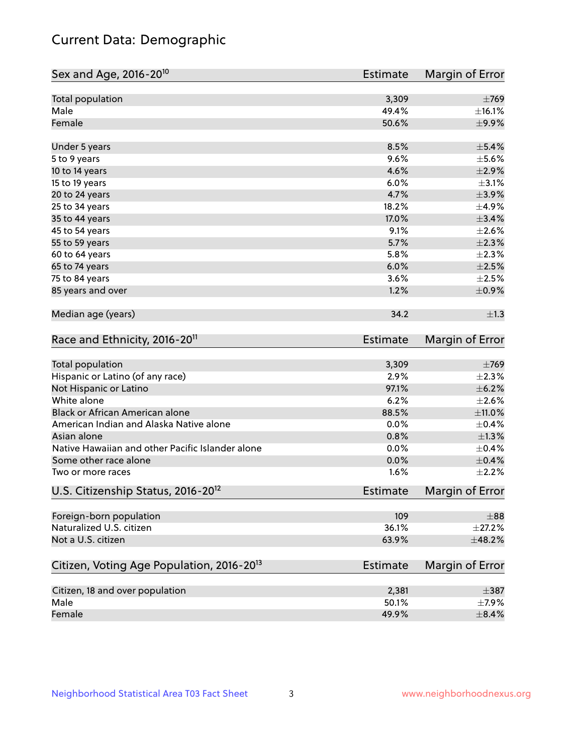# Current Data: Demographic

| Sex and Age, 2016-20[10] | Estimate | Margin of Error |
|---|---|---|
| Total population | 3,309 | ±769 |
| Male | 49.4% | ±16.1% |
| Female | 50.6% | ±9.9% |
| Under 5 years | 8.5% | ±5.4% |
| 5 to 9 years | 9.6% | ±5.6% |
| 10 to 14 years | 4.6% | ±2.9% |
| 15 to 19 years | 6.0% | ±3.1% |
| 20 to 24 years | 4.7% | ±3.9% |
| 25 to 34 years | 18.2% | ±4.9% |
| 35 to 44 years | 17.0% | ±3.4% |
| 45 to 54 years | 9.1% | ±2.6% |
| 55 to 59 years | 5.7% | ±2.3% |
| 60 to 64 years | 5.8% | ±2.3% |
| 65 to 74 years | 6.0% | ±2.5% |
| 75 to 84 years | 3.6% | ±2.5% |
| 85 years and over | 1.2% | ±0.9% |
| Median age (years) | 34.2 | ±1.3 |

| Race and Ethnicity, 2016-20[11] | Estimate | Margin of Error |
|---|---|---|
| Total population | 3,309 | ±769 |
| Hispanic or Latino (of any race) | 2.9% | ±2.3% |
| Not Hispanic or Latino | 97.1% | ±6.2% |
| White alone | 6.2% | ±2.6% |
| Black or African American alone | 88.5% | ±11.0% |
| American Indian and Alaska Native alone | 0.0% | ±0.4% |
| Asian alone | 0.8% | ±1.3% |
| Native Hawaiian and other Pacific Islander alone | 0.0% | ±0.4% |
| Some other race alone | 0.0% | ±0.4% |
| Two or more races | 1.6% | ±2.2% |

| U.S. Citizenship Status, 2016-20[12] | Estimate | Margin of Error |
|---|---|---|
| Foreign-born population | 109 | ±88 |
| Naturalized U.S. citizen | 36.1% | ±27.2% |
| Not a U.S. citizen | 63.9% | ±48.2% |

| Citizen, Voting Age Population, 2016-20[13] | Estimate | Margin of Error |
|---|---|---|
| Citizen, 18 and over population | 2,381 | ±387 |
| Male | 50.1% | ±7.9% |
| Female | 49.9% | ±8.4% |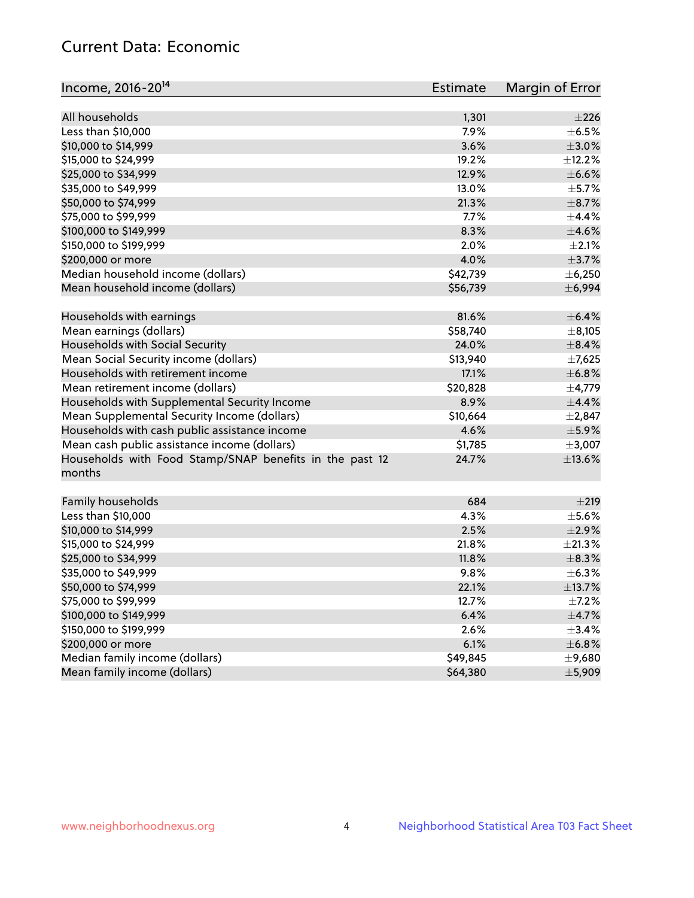## Current Data: Economic

| Income, 2016-20[14] | Estimate | Margin of Error |
|---|---|---|
| All households | 1,301 | ±226 |
| Less than $10,000 | 7.9% | ±6.5% |
| $10,000 to $14,999 | 3.6% | ±3.0% |
| $15,000 to $24,999 | 19.2% | ±12.2% |
| $25,000 to $34,999 | 12.9% | ±6.6% |
| $35,000 to $49,999 | 13.0% | ±5.7% |
| $50,000 to $74,999 | 21.3% | ±8.7% |
| $75,000 to $99,999 | 7.7% | ±4.4% |
| $100,000 to $149,999 | 8.3% | ±4.6% |
| $150,000 to $199,999 | 2.0% | ±2.1% |
| $200,000 or more | 4.0% | ±3.7% |
| Median household income (dollars) | $42,739 | ±6,250 |
| Mean household income (dollars) | $56,739 | ±6,994 |
| | | |
| Households with earnings | 81.6% | ±6.4% |
| Mean earnings (dollars) | $58,740 | ±8,105 |
| Households with Social Security | 24.0% | ±8.4% |
| Mean Social Security income (dollars) | $13,940 | ±7,625 |
| Households with retirement income | 17.1% | ±6.8% |
| Mean retirement income (dollars) | $20,828 | ±4,779 |
| Households with Supplemental Security Income | 8.9% | ±4.4% |
| Mean Supplemental Security Income (dollars) | $10,664 | ±2,847 |
| Households with cash public assistance income | 4.6% | ±5.9% |
| Mean cash public assistance income (dollars) | $1,785 | ±3,007 |
| Households with Food Stamp/SNAP benefits in the past 12 months | 24.7% | ±13.6% |
| | | |
| Family households | 684 | ±219 |
| Less than $10,000 | 4.3% | ±5.6% |
| $10,000 to $14,999 | 2.5% | ±2.9% |
| $15,000 to $24,999 | 21.8% | ±21.3% |
| $25,000 to $34,999 | 11.8% | ±8.3% |
| $35,000 to $49,999 | 9.8% | ±6.3% |
| $50,000 to $74,999 | 22.1% | ±13.7% |
| $75,000 to $99,999 | 12.7% | ±7.2% |
| $100,000 to $149,999 | 6.4% | ±4.7% |
| $150,000 to $199,999 | 2.6% | ±3.4% |
| $200,000 or more | 6.1% | ±6.8% |
| Median family income (dollars) | $49,845 | ±9,680 |
| Mean family income (dollars) | $64,380 | ±5,909 |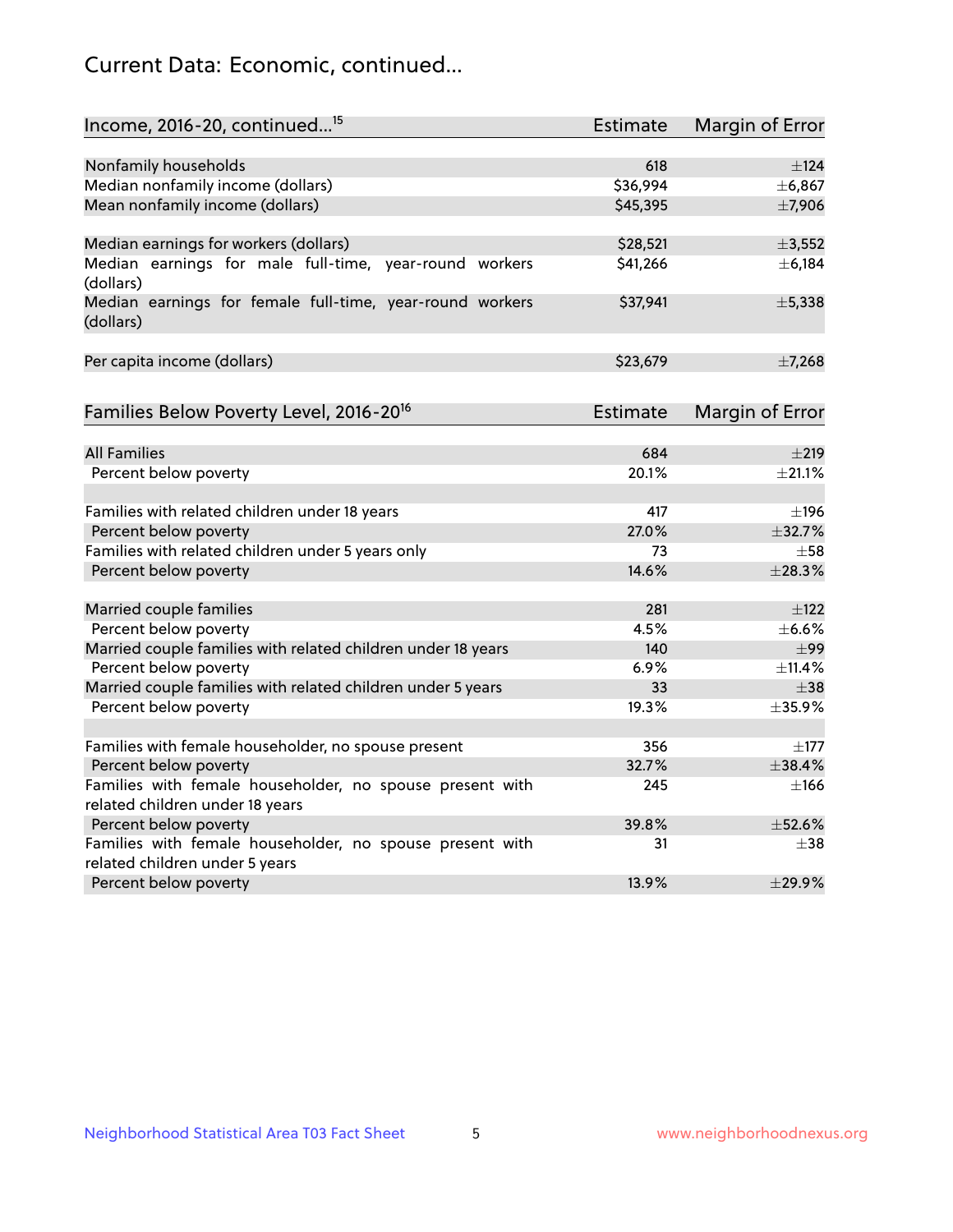# Current Data: Economic, continued...

| Income, 2016-20, continued...[15] | Estimate | Margin of Error |
|---|---|---|
| Nonfamily households | 618 | ±124 |
| Median nonfamily income (dollars) | $36,994 | ±6,867 |
| Mean nonfamily income (dollars) | $45,395 | ±7,906 |
| | | |
| Median earnings for workers (dollars) | $28,521 | ±3,552 |
| Median earnings for male full-time, year-round workers (dollars) | $41,266 | ±6,184 |
| Median earnings for female full-time, year-round workers (dollars) | $37,941 | ±5,338 |
| | | |
| Per capita income (dollars) | $23,679 | ±7,268 |

| Families Below Poverty Level, 2016-20[16] | Estimate | Margin of Error |
|---|---|---|
| All Families | 684 | ±219 |
| Percent below poverty | 20.1% | ±21.1% |
| | | |
| Families with related children under 18 years | 417 | ±196 |
| Percent below poverty | 27.0% | ±32.7% |
| Families with related children under 5 years only | 73 | ±58 |
| Percent below poverty | 14.6% | ±28.3% |
| | | |
| Married couple families | 281 | ±122 |
| Percent below poverty | 4.5% | ±6.6% |
| Married couple families with related children under 18 years | 140 | ±99 |
| Percent below poverty | 6.9% | ±11.4% |
| Married couple families with related children under 5 years | 33 | ±38 |
| Percent below poverty | 19.3% | ±35.9% |
| | | |
| Families with female householder, no spouse present | 356 | ±177 |
| Percent below poverty | 32.7% | ±38.4% |
| Families with female householder, no spouse present with related children under 18 years | 245 | ±166 |
| Percent below poverty | 39.8% | ±52.6% |
| Families with female householder, no spouse present with related children under 5 years | 31 | ±38 |
| Percent below poverty | 13.9% | ±29.9% |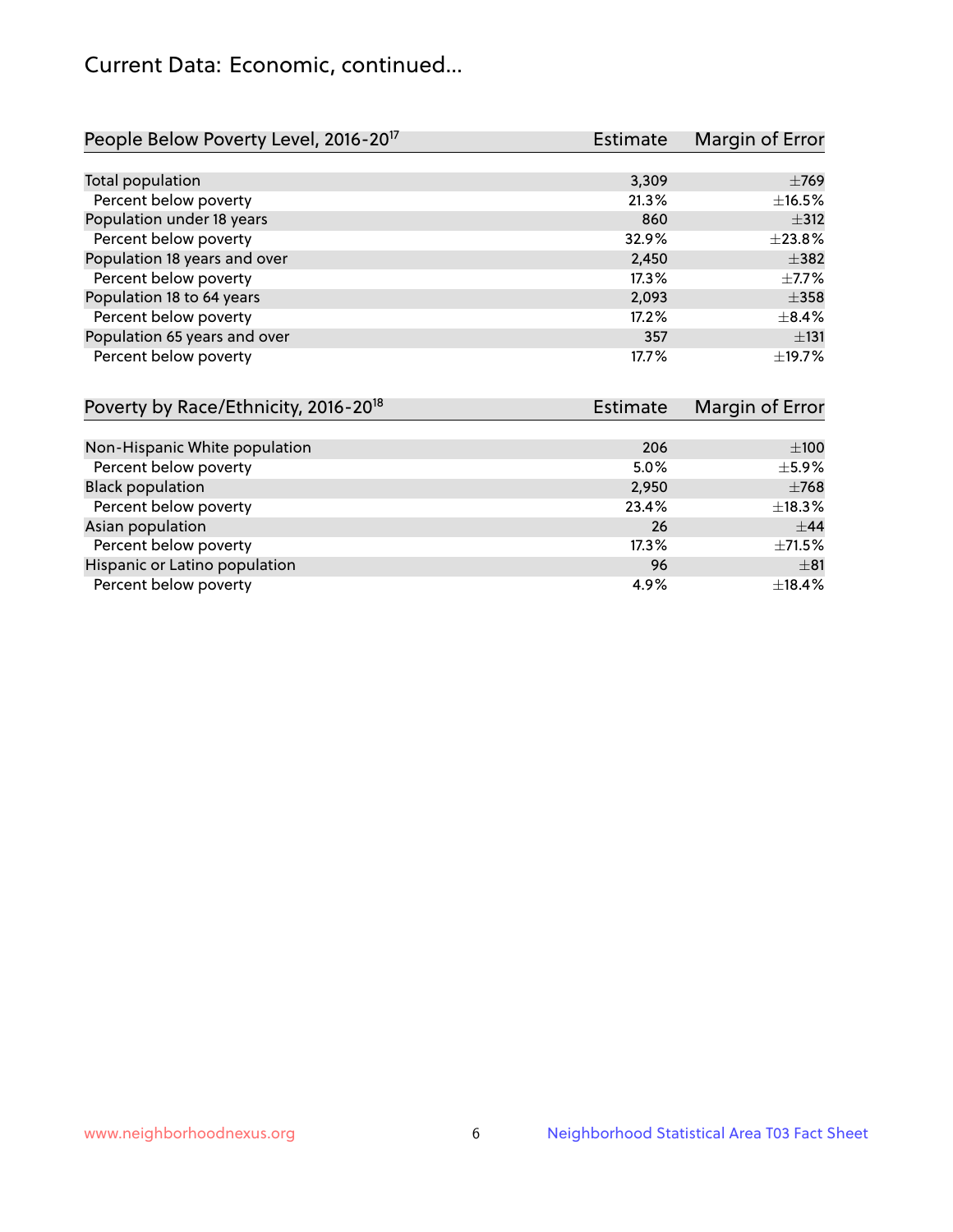## Current Data: Economic, continued...

| People Below Poverty Level, 2016-20[17] | Estimate | Margin of Error |
|---|---|---|
| Total population | 3,309 | ±769 |
| Percent below poverty | 21.3% | ±16.5% |
| Population under 18 years | 860 | ±312 |
| Percent below poverty | 32.9% | ±23.8% |
| Population 18 years and over | 2,450 | ±382 |
| Percent below poverty | 17.3% | ±7.7% |
| Population 18 to 64 years | 2,093 | ±358 |
| Percent below poverty | 17.2% | ±8.4% |
| Population 65 years and over | 357 | ±131 |
| Percent below poverty | 17.7% | ±19.7% |

| Poverty by Race/Ethnicity, 2016-20[18] | Estimate | Margin of Error |
|---|---|---|
| Non-Hispanic White population | 206 | ±100 |
| Percent below poverty | 5.0% | ±5.9% |
| Black population | 2,950 | ±768 |
| Percent below poverty | 23.4% | ±18.3% |
| Asian population | 26 | ±44 |
| Percent below poverty | 17.3% | ±71.5% |
| Hispanic or Latino population | 96 | ±81 |
| Percent below poverty | 4.9% | ±18.4% |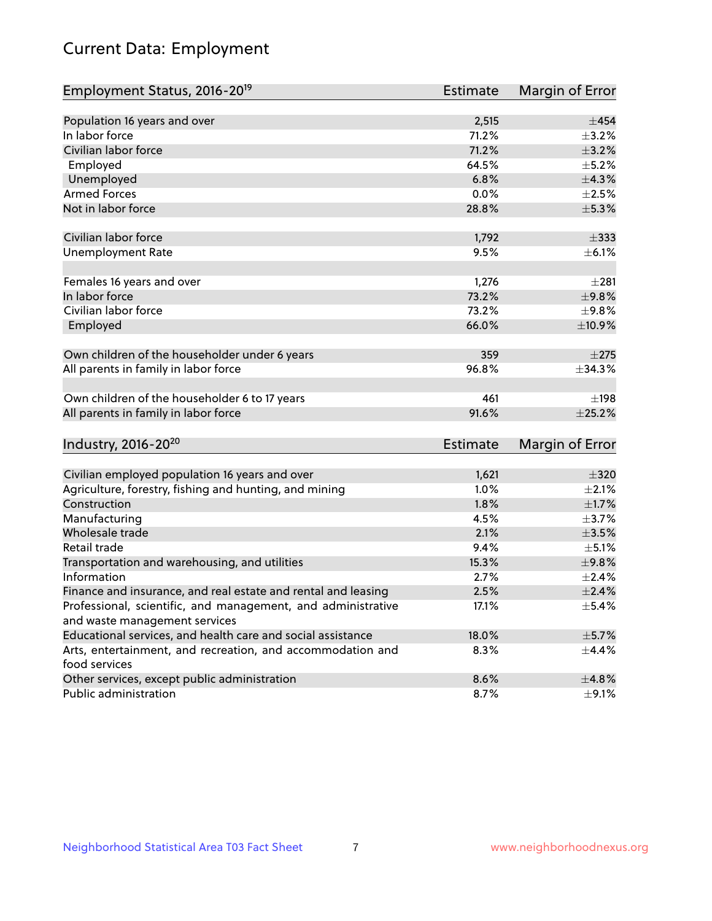# Current Data: Employment

| Employment Status, 2016-20[19] | Estimate | Margin of Error |
|---|---|---|
| Population 16 years and over | 2,515 | ±454 |
| In labor force | 71.2% | ±3.2% |
| Civilian labor force | 71.2% | ±3.2% |
| Employed | 64.5% | ±5.2% |
| Unemployed | 6.8% | ±4.3% |
| Armed Forces | 0.0% | ±2.5% |
| Not in labor force | 28.8% | ±5.3% |
| | | |
| Civilian labor force | 1,792 | ±333 |
| Unemployment Rate | 9.5% | ±6.1% |
| | | |
| Females 16 years and over | 1,276 | ±281 |
| In labor force | 73.2% | ±9.8% |
| Civilian labor force | 73.2% | ±9.8% |
| Employed | 66.0% | ±10.9% |
| | | |
| Own children of the householder under 6 years | 359 | ±275 |
| All parents in family in labor force | 96.8% | ±34.3% |
| | | |
| Own children of the householder 6 to 17 years | 461 | ±198 |
| All parents in family in labor force | 91.6% | ±25.2% |

| Industry, 2016-20[20] | Estimate | Margin of Error |
|---|---|---|
| Civilian employed population 16 years and over | 1,621 | ±320 |
| Agriculture, forestry, fishing and hunting, and mining | 1.0% | ±2.1% |
| Construction | 1.8% | ±1.7% |
| Manufacturing | 4.5% | ±3.7% |
| Wholesale trade | 2.1% | ±3.5% |
| Retail trade | 9.4% | ±5.1% |
| Transportation and warehousing, and utilities | 15.3% | ±9.8% |
| Information | 2.7% | ±2.4% |
| Finance and insurance, and real estate and rental and leasing | 2.5% | ±2.4% |
| Professional, scientific, and management, and administrative and waste management services | 17.1% | ±5.4% |
| Educational services, and health care and social assistance | 18.0% | ±5.7% |
| Arts, entertainment, and recreation, and accommodation and food services | 8.3% | ±4.4% |
| Other services, except public administration | 8.6% | ±4.8% |
| Public administration | 8.7% | ±9.1% |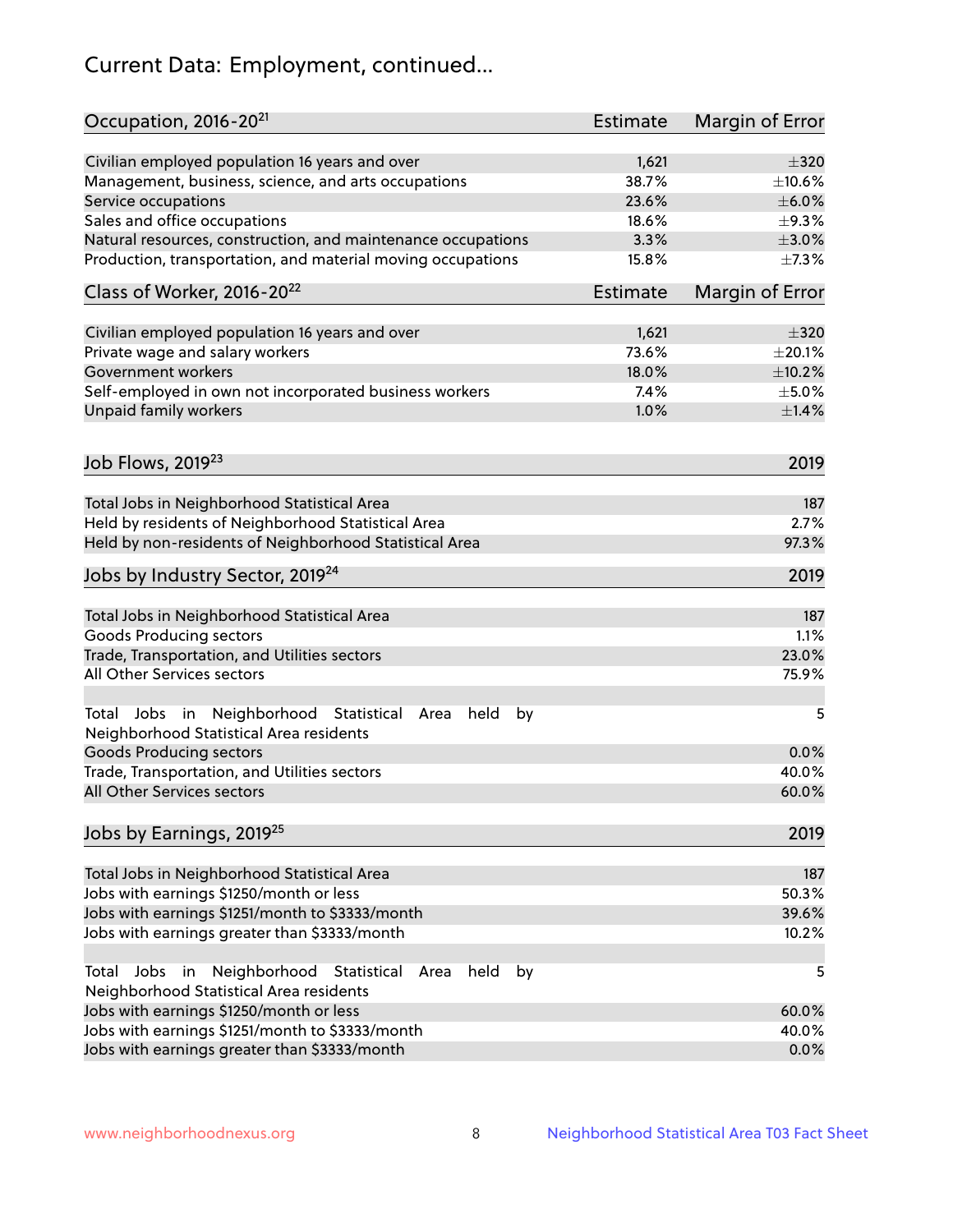# Current Data: Employment, continued...

| Occupation, 2016-20[21] | Estimate | Margin of Error |
|---|---|---|
| Civilian employed population 16 years and over | 1,621 | ±320 |
| Management, business, science, and arts occupations | 38.7% | ±10.6% |
| Service occupations | 23.6% | ±6.0% |
| Sales and office occupations | 18.6% | ±9.3% |
| Natural resources, construction, and maintenance occupations | 3.3% | ±3.0% |
| Production, transportation, and material moving occupations | 15.8% | ±7.3% |

| Class of Worker, 2016-20[22] | Estimate | Margin of Error |
|---|---|---|
| Civilian employed population 16 years and over | 1,621 | ±320 |
| Private wage and salary workers | 73.6% | ±20.1% |
| Government workers | 18.0% | ±10.2% |
| Self-employed in own not incorporated business workers | 7.4% | ±5.0% |
| Unpaid family workers | 1.0% | ±1.4% |

| Job Flows, 2019[23] | 2019 |
|---|---|
| Total Jobs in Neighborhood Statistical Area | 187 |
| Held by residents of Neighborhood Statistical Area | 2.7% |
| Held by non-residents of Neighborhood Statistical Area | 97.3% |

| Jobs by Industry Sector, 2019[24] | 2019 |
|---|---|
| Total Jobs in Neighborhood Statistical Area | 187 |
| Goods Producing sectors | 1.1% |
| Trade, Transportation, and Utilities sectors | 23.0% |
| All Other Services sectors | 75.9% |
| | |
| Total Jobs in Neighborhood Statistical Area held by Neighborhood Statistical Area residents | 5 |
| Goods Producing sectors | 0.0% |
| Trade, Transportation, and Utilities sectors | 40.0% |
| All Other Services sectors | 60.0% |

| Jobs by Earnings, 2019[25] | 2019 |
|---|---|
| Total Jobs in Neighborhood Statistical Area | 187 |
| Jobs with earnings $1250/month or less | 50.3% |
| Jobs with earnings $1251/month to $3333/month | 39.6% |
| Jobs with earnings greater than $3333/month | 10.2% |
| | |
| Total Jobs in Neighborhood Statistical Area held by Neighborhood Statistical Area residents | 5 |
| Jobs with earnings $1250/month or less | 60.0% |
| Jobs with earnings $1251/month to $3333/month | 40.0% |
| Jobs with earnings greater than $3333/month | 0.0% |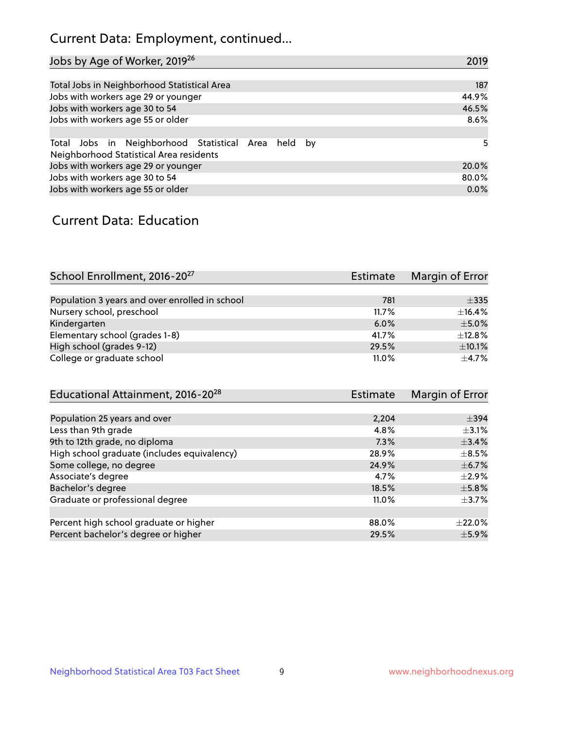# Current Data: Employment, continued...

| Jobs by Age of Worker, 2019[26] | 2019 |
|---|---|
| Total Jobs in Neighborhood Statistical Area | 187 |
| Jobs with workers age 29 or younger | 44.9% |
| Jobs with workers age 30 to 54 | 46.5% |
| Jobs with workers age 55 or older | 8.6% |
| | |
| Total Jobs in Neighborhood Statistical Area held by Neighborhood Statistical Area residents | 5 |
| Jobs with workers age 29 or younger | 20.0% |
| Jobs with workers age 30 to 54 | 80.0% |
| Jobs with workers age 55 or older | 0.0% |

## Current Data: Education

| School Enrollment, 2016-20[27] | Estimate | Margin of Error |
|---|---|---|
| Population 3 years and over enrolled in school | 781 | ±335 |
| Nursery school, preschool | 11.7% | ±16.4% |
| Kindergarten | 6.0% | ±5.0% |
| Elementary school (grades 1-8) | 41.7% | ±12.8% |
| High school (grades 9-12) | 29.5% | ±10.1% |
| College or graduate school | 11.0% | ±4.7% |

| Educational Attainment, 2016-20[28] | Estimate | Margin of Error |
|---|---|---|
| Population 25 years and over | 2,204 | ±394 |
| Less than 9th grade | 4.8% | ±3.1% |
| 9th to 12th grade, no diploma | 7.3% | ±3.4% |
| High school graduate (includes equivalency) | 28.9% | ±8.5% |
| Some college, no degree | 24.9% | ±6.7% |
| Associate's degree | 4.7% | ±2.9% |
| Bachelor's degree | 18.5% | ±5.8% |
| Graduate or professional degree | 11.0% | ±3.7% |
| | | |
| Percent high school graduate or higher | 88.0% | ±22.0% |
| Percent bachelor's degree or higher | 29.5% | ±5.9% |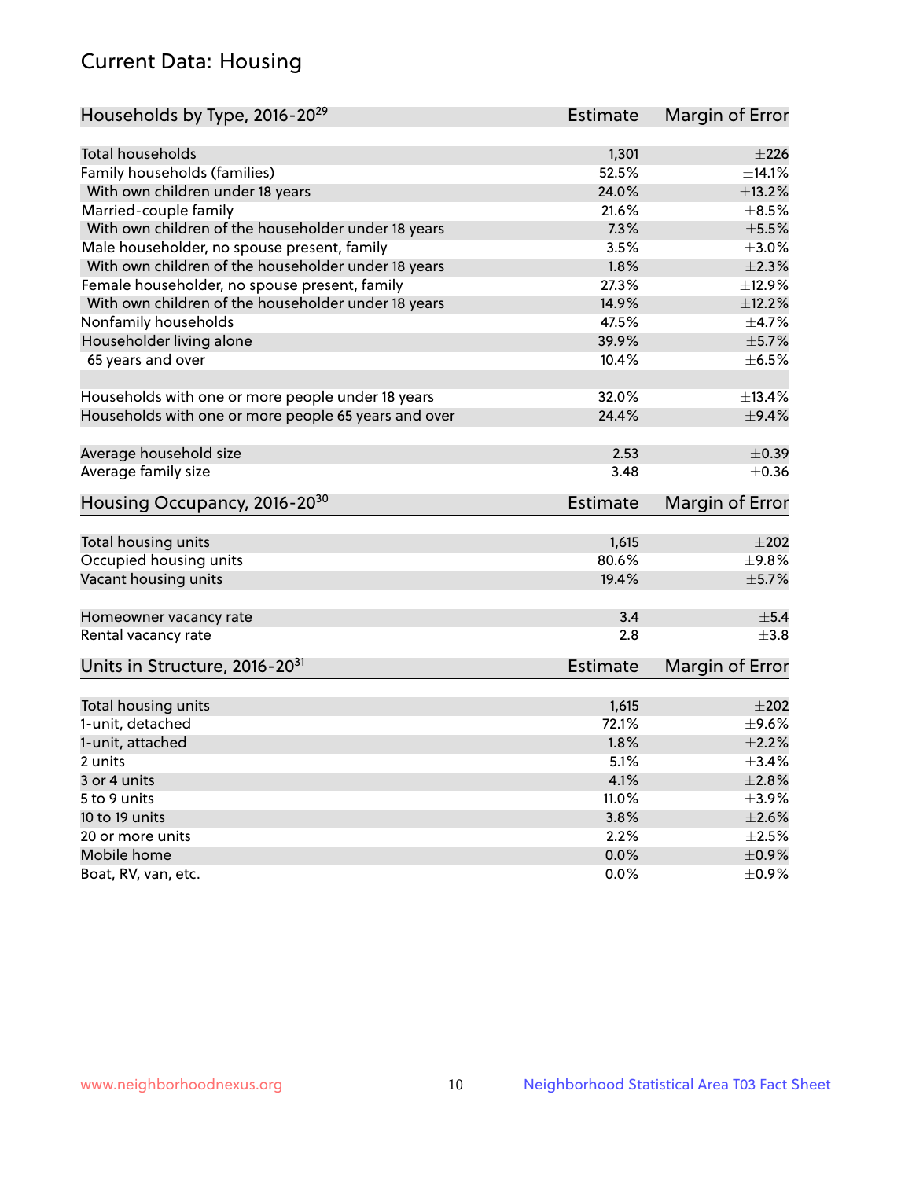# Current Data: Housing

| Households by Type, 2016-20[29] | Estimate | Margin of Error |
|---|---|---|
| Total households | 1,301 | ±226 |
| Family households (families) | 52.5% | ±14.1% |
| With own children under 18 years | 24.0% | ±13.2% |
| Married-couple family | 21.6% | ±8.5% |
| With own children of the householder under 18 years | 7.3% | ±5.5% |
| Male householder, no spouse present, family | 3.5% | ±3.0% |
| With own children of the householder under 18 years | 1.8% | ±2.3% |
| Female householder, no spouse present, family | 27.3% | ±12.9% |
| With own children of the householder under 18 years | 14.9% | ±12.2% |
| Nonfamily households | 47.5% | ±4.7% |
| Householder living alone | 39.9% | ±5.7% |
| 65 years and over | 10.4% | ±6.5% |
| Households with one or more people under 18 years | 32.0% | ±13.4% |
| Households with one or more people 65 years and over | 24.4% | ±9.4% |
| Average household size | 2.53 | ±0.39 |
| Average family size | 3.48 | ±0.36 |

| Housing Occupancy, 2016-20[30] | Estimate | Margin of Error |
|---|---|---|
| Total housing units | 1,615 | ±202 |
| Occupied housing units | 80.6% | ±9.8% |
| Vacant housing units | 19.4% | ±5.7% |
| Homeowner vacancy rate | 3.4 | ±5.4 |
| Rental vacancy rate | 2.8 | ±3.8 |

| Units in Structure, 2016-20[31] | Estimate | Margin of Error |
|---|---|---|
| Total housing units | 1,615 | ±202 |
| 1-unit, detached | 72.1% | ±9.6% |
| 1-unit, attached | 1.8% | ±2.2% |
| 2 units | 5.1% | ±3.4% |
| 3 or 4 units | 4.1% | ±2.8% |
| 5 to 9 units | 11.0% | ±3.9% |
| 10 to 19 units | 3.8% | ±2.6% |
| 20 or more units | 2.2% | ±2.5% |
| Mobile home | 0.0% | ±0.9% |
| Boat, RV, van, etc. | 0.0% | ±0.9% |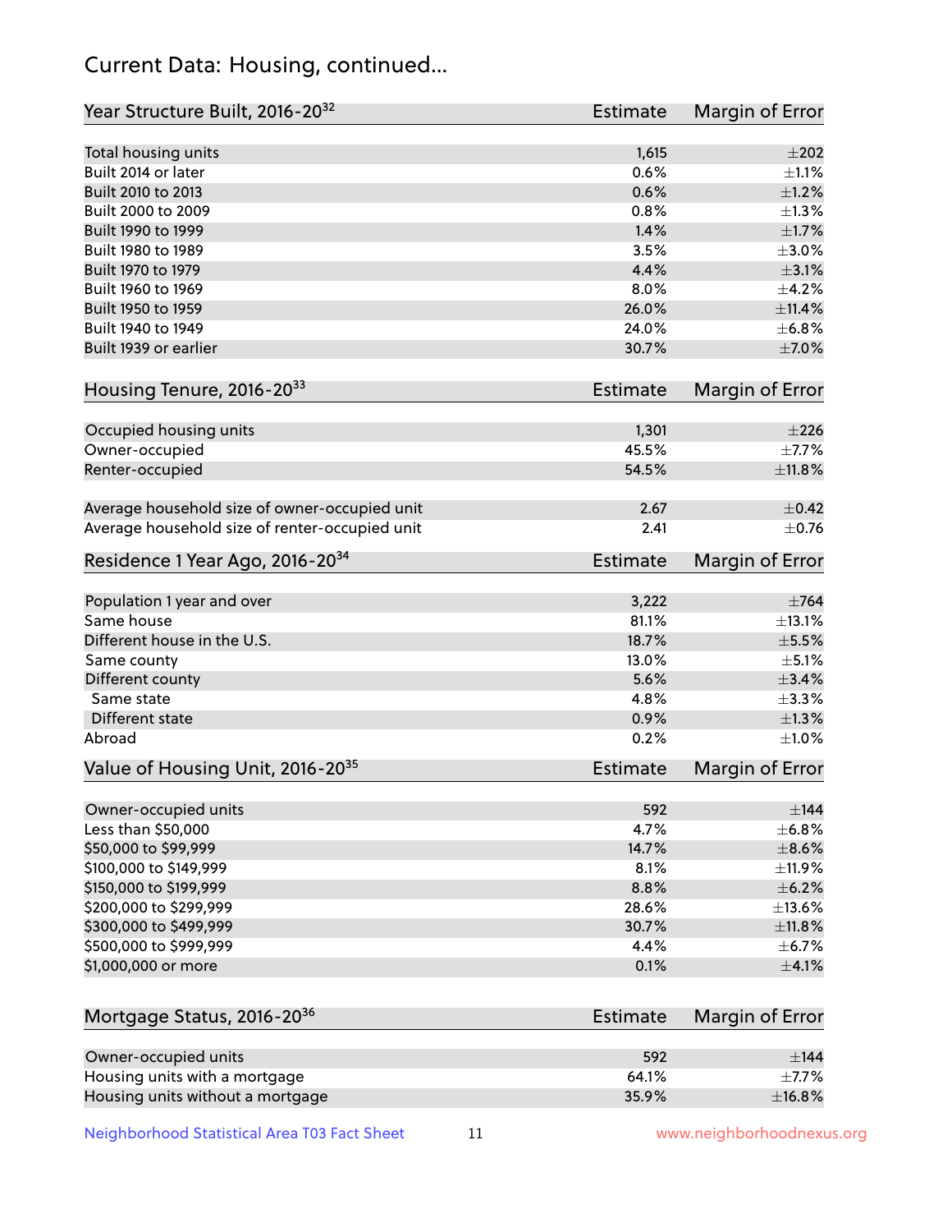## Current Data: Housing, continued...

| Year Structure Built, 2016-20[32] | Estimate | Margin of Error |
|---|---|---|
| Total housing units | 1,615 | ±202 |
| Built 2014 or later | 0.6% | ±1.1% |
| Built 2010 to 2013 | 0.6% | ±1.2% |
| Built 2000 to 2009 | 0.8% | ±1.3% |
| Built 1990 to 1999 | 1.4% | ±1.7% |
| Built 1980 to 1989 | 3.5% | ±3.0% |
| Built 1970 to 1979 | 4.4% | ±3.1% |
| Built 1960 to 1969 | 8.0% | ±4.2% |
| Built 1950 to 1959 | 26.0% | ±11.4% |
| Built 1940 to 1949 | 24.0% | ±6.8% |
| Built 1939 or earlier | 30.7% | ±7.0% |

| Housing Tenure, 2016-20[33] | Estimate | Margin of Error |
|---|---|---|
| Occupied housing units | 1,301 | ±226 |
| Owner-occupied | 45.5% | ±7.7% |
| Renter-occupied | 54.5% | ±11.8% |
| | | |
| Average household size of owner-occupied unit | 2.67 | ±0.42 |
| Average household size of renter-occupied unit | 2.41 | ±0.76 |

| Residence 1 Year Ago, 2016-20[34] | Estimate | Margin of Error |
|---|---|---|
| Population 1 year and over | 3,222 | ±764 |
| Same house | 81.1% | ±13.1% |
| Different house in the U.S. | 18.7% | ±5.5% |
| Same county | 13.0% | ±5.1% |
| Different county | 5.6% | ±3.4% |
| Same state | 4.8% | ±3.3% |
| Different state | 0.9% | ±1.3% |
| Abroad | 0.2% | ±1.0% |

| Value of Housing Unit, 2016-20[35] | Estimate | Margin of Error |
|---|---|---|
| Owner-occupied units | 592 | ±144 |
| Less than $50,000 | 4.7% | ±6.8% |
| $50,000 to $99,999 | 14.7% | ±8.6% |
| $100,000 to $149,999 | 8.1% | ±11.9% |
| $150,000 to $199,999 | 8.8% | ±6.2% |
| $200,000 to $299,999 | 28.6% | ±13.6% |
| $300,000 to $499,999 | 30.7% | ±11.8% |
| $500,000 to $999,999 | 4.4% | ±6.7% |
| $1,000,000 or more | 0.1% | ±4.1% |

| Mortgage Status, 2016-20[36] | Estimate | Margin of Error |
|---|---|---|
| Owner-occupied units | 592 | ±144 |
| Housing units with a mortgage | 64.1% | ±7.7% |
| Housing units without a mortgage | 35.9% | ±16.8% |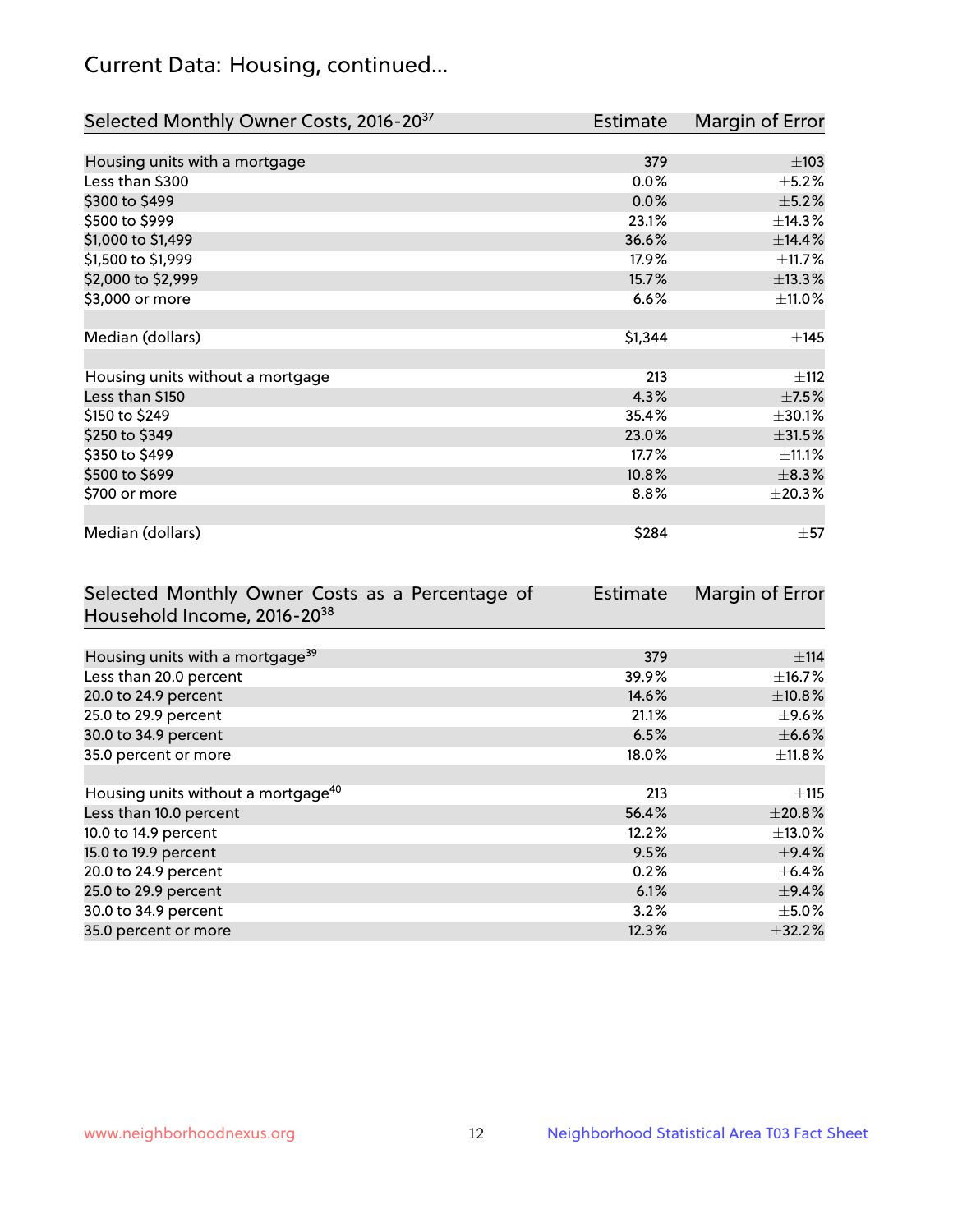## Current Data: Housing, continued...

| Selected Monthly Owner Costs, 2016-20[37] | Estimate | Margin of Error |
|---|---|---|
| Housing units with a mortgage | 379 | ±103 |
| Less than $300 | 0.0% | ±5.2% |
| $300 to $499 | 0.0% | ±5.2% |
| $500 to $999 | 23.1% | ±14.3% |
| $1,000 to $1,499 | 36.6% | ±14.4% |
| $1,500 to $1,999 | 17.9% | ±11.7% |
| $2,000 to $2,999 | 15.7% | ±13.3% |
| $3,000 or more | 6.6% | ±11.0% |
| | | |
| Median (dollars) | $1,344 | ±145 |
| | | |
| Housing units without a mortgage | 213 | ±112 |
| Less than $150 | 4.3% | ±7.5% |
| $150 to $249 | 35.4% | ±30.1% |
| $250 to $349 | 23.0% | ±31.5% |
| $350 to $499 | 17.7% | ±11.1% |
| $500 to $699 | 10.8% | ±8.3% |
| $700 or more | 8.8% | ±20.3% |
| | | |
| Median (dollars) | $284 | ±57 |

| Selected Monthly Owner Costs as a Percentage of Household Income, 2016-20[38] | Estimate | Margin of Error |
|---|---|---|
| Housing units with a mortgage[39] | 379 | ±114 |
| Less than 20.0 percent | 39.9% | ±16.7% |
| 20.0 to 24.9 percent | 14.6% | ±10.8% |
| 25.0 to 29.9 percent | 21.1% | ±9.6% |
| 30.0 to 34.9 percent | 6.5% | ±6.6% |
| 35.0 percent or more | 18.0% | ±11.8% |
| | | |
| Housing units without a mortgage[40] | 213 | ±115 |
| Less than 10.0 percent | 56.4% | ±20.8% |
| 10.0 to 14.9 percent | 12.2% | ±13.0% |
| 15.0 to 19.9 percent | 9.5% | ±9.4% |
| 20.0 to 24.9 percent | 0.2% | ±6.4% |
| 25.0 to 29.9 percent | 6.1% | ±9.4% |
| 30.0 to 34.9 percent | 3.2% | ±5.0% |
| 35.0 percent or more | 12.3% | ±32.2% |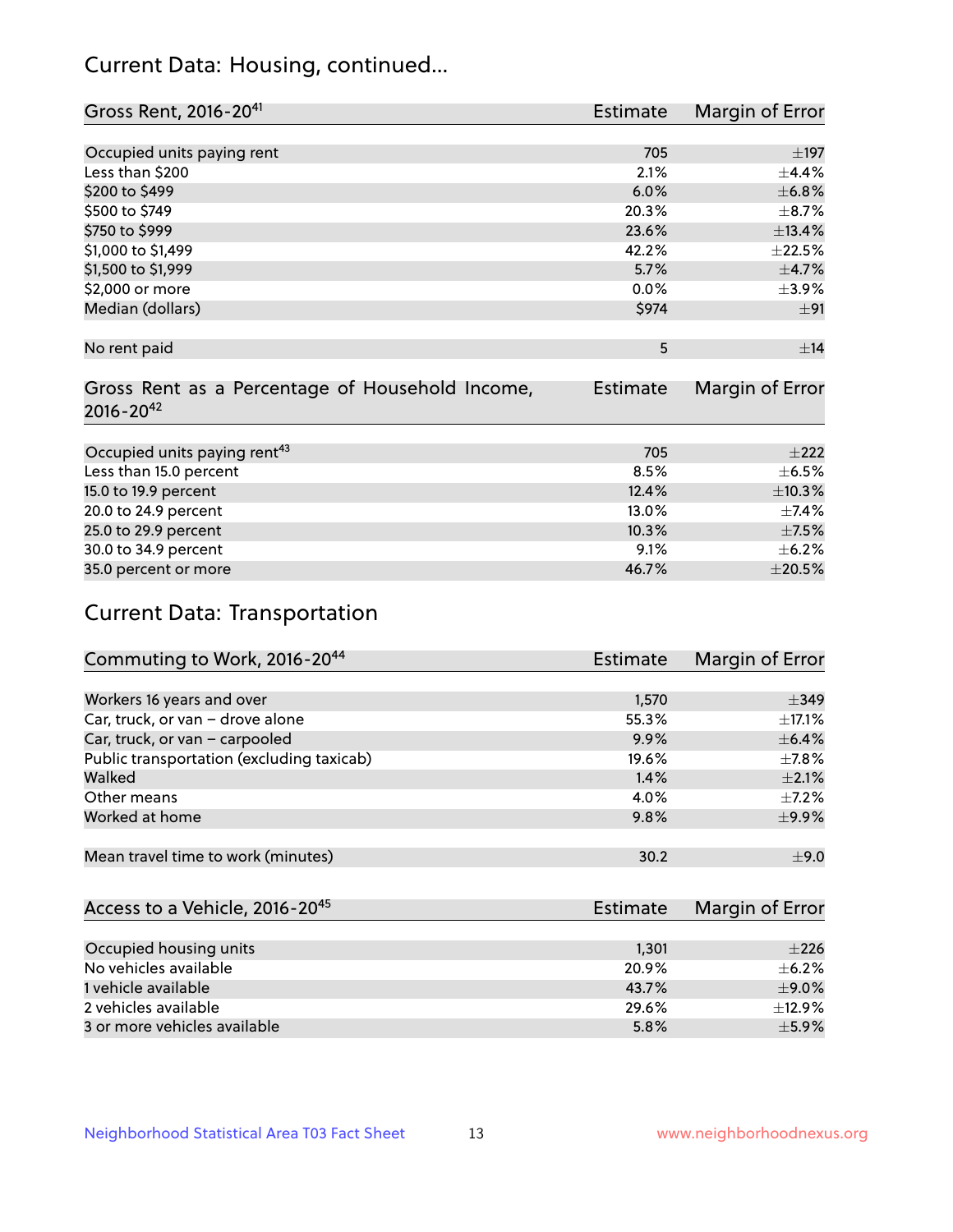## Current Data: Housing, continued...

| Gross Rent, 2016-20[41] | Estimate | Margin of Error |
|---|---|---|
| Occupied units paying rent | 705 | ±197 |
| Less than $200 | 2.1% | ±4.4% |
| $200 to $499 | 6.0% | ±6.8% |
| $500 to $749 | 20.3% | ±8.7% |
| $750 to $999 | 23.6% | ±13.4% |
| $1,000 to $1,499 | 42.2% | ±22.5% |
| $1,500 to $1,999 | 5.7% | ±4.7% |
| $2,000 or more | 0.0% | ±3.9% |
| Median (dollars) | $974 | ±91 |
| | | |
| No rent paid | 5 | ±14 |

| Gross Rent as a Percentage of Household Income, 2016-20[42] | Estimate | Margin of Error |
|---|---|---|
| Occupied units paying rent[43] | 705 | ±222 |
| Less than 15.0 percent | 8.5% | ±6.5% |
| 15.0 to 19.9 percent | 12.4% | ±10.3% |
| 20.0 to 24.9 percent | 13.0% | ±7.4% |
| 25.0 to 29.9 percent | 10.3% | ±7.5% |
| 30.0 to 34.9 percent | 9.1% | ±6.2% |
| 35.0 percent or more | 46.7% | ±20.5% |

## Current Data: Transportation

| Commuting to Work, 2016-20[44] | Estimate | Margin of Error |
|---|---|---|
| Workers 16 years and over | 1,570 | ±349 |
| Car, truck, or van – drove alone | 55.3% | ±17.1% |
| Car, truck, or van – carpooled | 9.9% | ±6.4% |
| Public transportation (excluding taxicab) | 19.6% | ±7.8% |
| Walked | 1.4% | ±2.1% |
| Other means | 4.0% | ±7.2% |
| Worked at home | 9.8% | ±9.9% |
| | | |
| Mean travel time to work (minutes) | 30.2 | ±9.0 |

| Access to a Vehicle, 2016-20[45] | Estimate | Margin of Error |
|---|---|---|
| Occupied housing units | 1,301 | ±226 |
| No vehicles available | 20.9% | ±6.2% |
| 1 vehicle available | 43.7% | ±9.0% |
| 2 vehicles available | 29.6% | ±12.9% |
| 3 or more vehicles available | 5.8% | ±5.9% |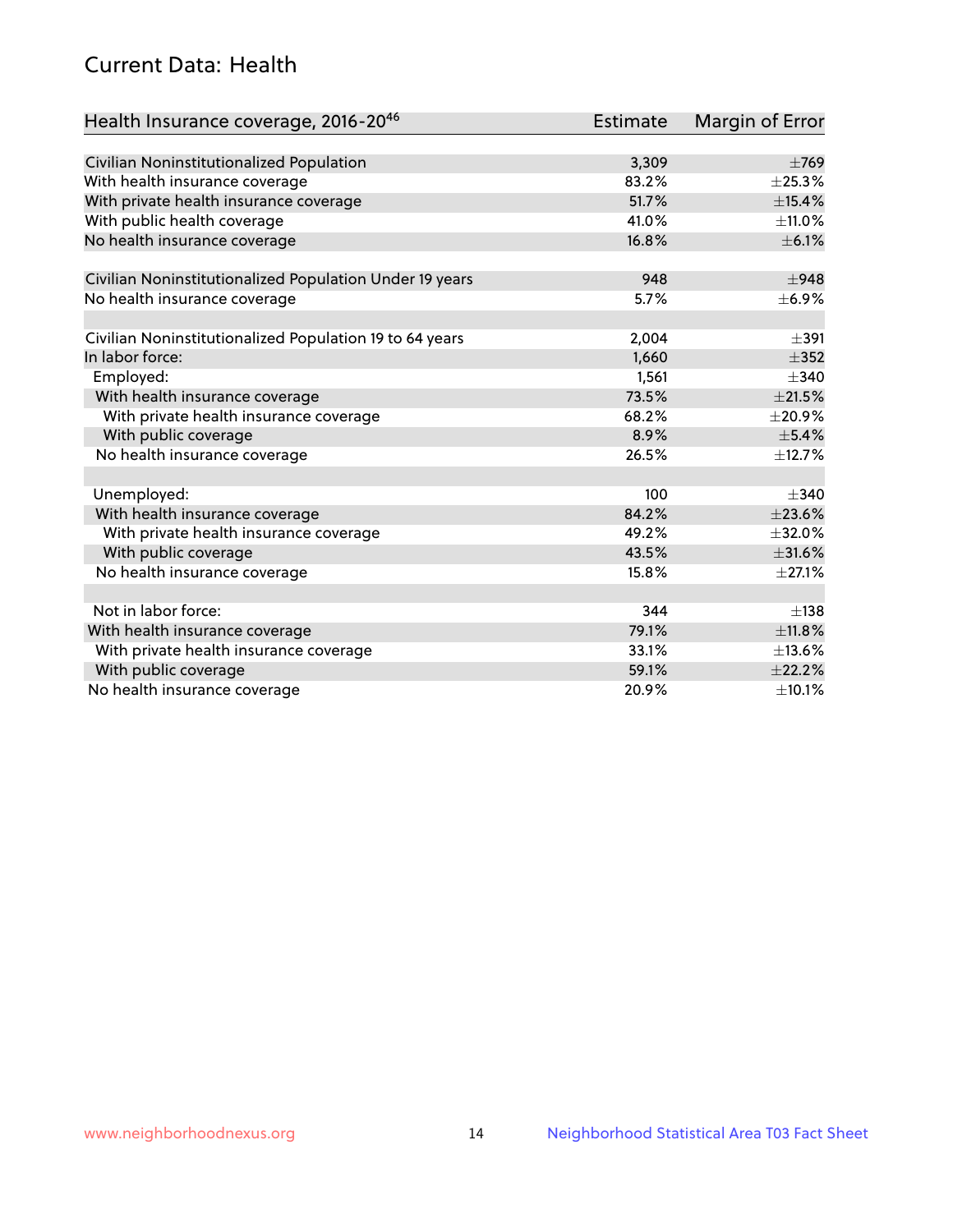## Current Data: Health

| Health Insurance coverage, 2016-20[46] | Estimate | Margin of Error |
|---|---|---|
| Civilian Noninstitutionalized Population | 3,309 | ±769 |
| With health insurance coverage | 83.2% | ±25.3% |
| With private health insurance coverage | 51.7% | ±15.4% |
| With public health coverage | 41.0% | ±11.0% |
| No health insurance coverage | 16.8% | ±6.1% |
| | | |
| Civilian Noninstitutionalized Population Under 19 years | 948 | ±948 |
| No health insurance coverage | 5.7% | ±6.9% |
| | | |
| Civilian Noninstitutionalized Population 19 to 64 years | 2,004 | ±391 |
| In labor force: | 1,660 | ±352 |
| Employed: | 1,561 | ±340 |
| With health insurance coverage | 73.5% | ±21.5% |
| With private health insurance coverage | 68.2% | ±20.9% |
| With public coverage | 8.9% | ±5.4% |
| No health insurance coverage | 26.5% | ±12.7% |
| | | |
| Unemployed: | 100 | ±340 |
| With health insurance coverage | 84.2% | ±23.6% |
| With private health insurance coverage | 49.2% | ±32.0% |
| With public coverage | 43.5% | ±31.6% |
| No health insurance coverage | 15.8% | ±27.1% |
| | | |
| Not in labor force: | 344 | ±138 |
| With health insurance coverage | 79.1% | ±11.8% |
| With private health insurance coverage | 33.1% | ±13.6% |
| With public coverage | 59.1% | ±22.2% |
| No health insurance coverage | 20.9% | ±10.1% |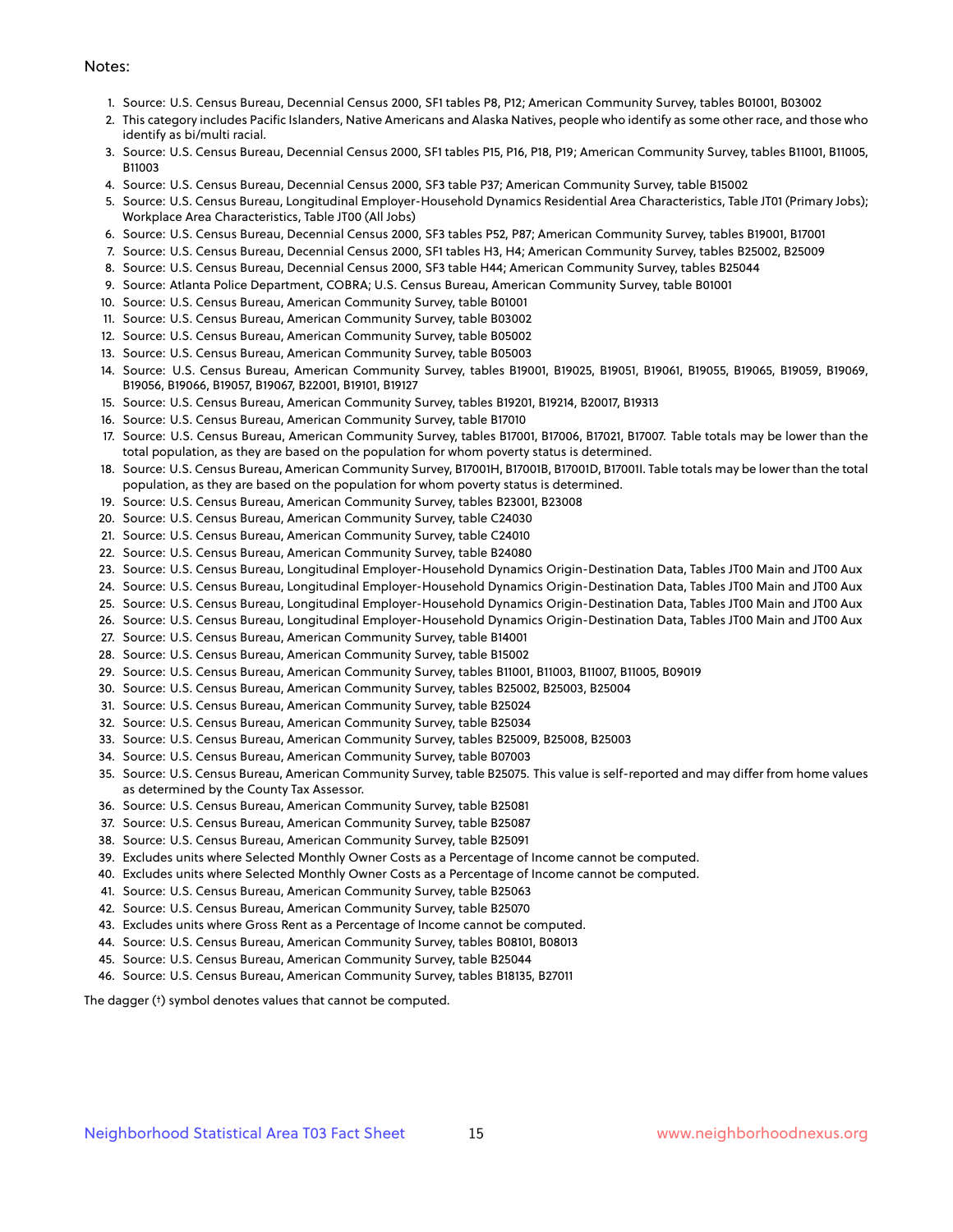Notes:

1. Source: U.S. Census Bureau, Decennial Census 2000, SF1 tables P8, P12; American Community Survey, tables B01001, B03002
2. This category includes Pacific Islanders, Native Americans and Alaska Natives, people who identify as some other race, and those who identify as bi/multi racial.
3. Source: U.S. Census Bureau, Decennial Census 2000, SF1 tables P15, P16, P18, P19; American Community Survey, tables B11001, B11005, B11003
4. Source: U.S. Census Bureau, Decennial Census 2000, SF3 table P37; American Community Survey, table B15002
5. Source: U.S. Census Bureau, Longitudinal Employer-Household Dynamics Residential Area Characteristics, Table JT01 (Primary Jobs); Workplace Area Characteristics, Table JT00 (All Jobs)
6. Source: U.S. Census Bureau, Decennial Census 2000, SF3 tables P52, P87; American Community Survey, tables B19001, B17001
7. Source: U.S. Census Bureau, Decennial Census 2000, SF1 tables H3, H4; American Community Survey, tables B25002, B25009
8. Source: U.S. Census Bureau, Decennial Census 2000, SF3 table H44; American Community Survey, tables B25044
9. Source: Atlanta Police Department, COBRA; U.S. Census Bureau, American Community Survey, table B01001
10. Source: U.S. Census Bureau, American Community Survey, table B01001
11. Source: U.S. Census Bureau, American Community Survey, table B03002
12. Source: U.S. Census Bureau, American Community Survey, table B05002
13. Source: U.S. Census Bureau, American Community Survey, table B05003
14. Source: U.S. Census Bureau, American Community Survey, tables B19001, B19025, B19051, B19061, B19055, B19065, B19059, B19069, B19056, B19066, B19057, B19067, B22001, B19101, B19127
15. Source: U.S. Census Bureau, American Community Survey, tables B19201, B19214, B20017, B19313
16. Source: U.S. Census Bureau, American Community Survey, table B17010
17. Source: U.S. Census Bureau, American Community Survey, tables B17001, B17006, B17021, B17007. Table totals may be lower than the total population, as they are based on the population for whom poverty status is determined.
18. Source: U.S. Census Bureau, American Community Survey, B17001H, B17001B, B17001D, B17001I. Table totals may be lower than the total population, as they are based on the population for whom poverty status is determined.
19. Source: U.S. Census Bureau, American Community Survey, tables B23001, B23008
20. Source: U.S. Census Bureau, American Community Survey, table C24030
21. Source: U.S. Census Bureau, American Community Survey, table C24010
22. Source: U.S. Census Bureau, American Community Survey, table B24080
23. Source: U.S. Census Bureau, Longitudinal Employer-Household Dynamics Origin-Destination Data, Tables JT00 Main and JT00 Aux
24. Source: U.S. Census Bureau, Longitudinal Employer-Household Dynamics Origin-Destination Data, Tables JT00 Main and JT00 Aux
25. Source: U.S. Census Bureau, Longitudinal Employer-Household Dynamics Origin-Destination Data, Tables JT00 Main and JT00 Aux
26. Source: U.S. Census Bureau, Longitudinal Employer-Household Dynamics Origin-Destination Data, Tables JT00 Main and JT00 Aux
27. Source: U.S. Census Bureau, American Community Survey, table B14001
28. Source: U.S. Census Bureau, American Community Survey, table B15002
29. Source: U.S. Census Bureau, American Community Survey, tables B11001, B11003, B11007, B11005, B09019
30. Source: U.S. Census Bureau, American Community Survey, tables B25002, B25003, B25004
31. Source: U.S. Census Bureau, American Community Survey, table B25024
32. Source: U.S. Census Bureau, American Community Survey, table B25034
33. Source: U.S. Census Bureau, American Community Survey, tables B25009, B25008, B25003
34. Source: U.S. Census Bureau, American Community Survey, table B07003
35. Source: U.S. Census Bureau, American Community Survey, table B25075. This value is self-reported and may differ from home values as determined by the County Tax Assessor.
36. Source: U.S. Census Bureau, American Community Survey, table B25081
37. Source: U.S. Census Bureau, American Community Survey, table B25087
38. Source: U.S. Census Bureau, American Community Survey, table B25091
39. Excludes units where Selected Monthly Owner Costs as a Percentage of Income cannot be computed.
40. Excludes units where Selected Monthly Owner Costs as a Percentage of Income cannot be computed.
41. Source: U.S. Census Bureau, American Community Survey, table B25063
42. Source: U.S. Census Bureau, American Community Survey, table B25070
43. Excludes units where Gross Rent as a Percentage of Income cannot be computed.
44. Source: U.S. Census Bureau, American Community Survey, tables B08101, B08013
45. Source: U.S. Census Bureau, American Community Survey, table B25044
46. Source: U.S. Census Bureau, American Community Survey, tables B18135, B27011

The dagger (†) symbol denotes values that cannot be computed.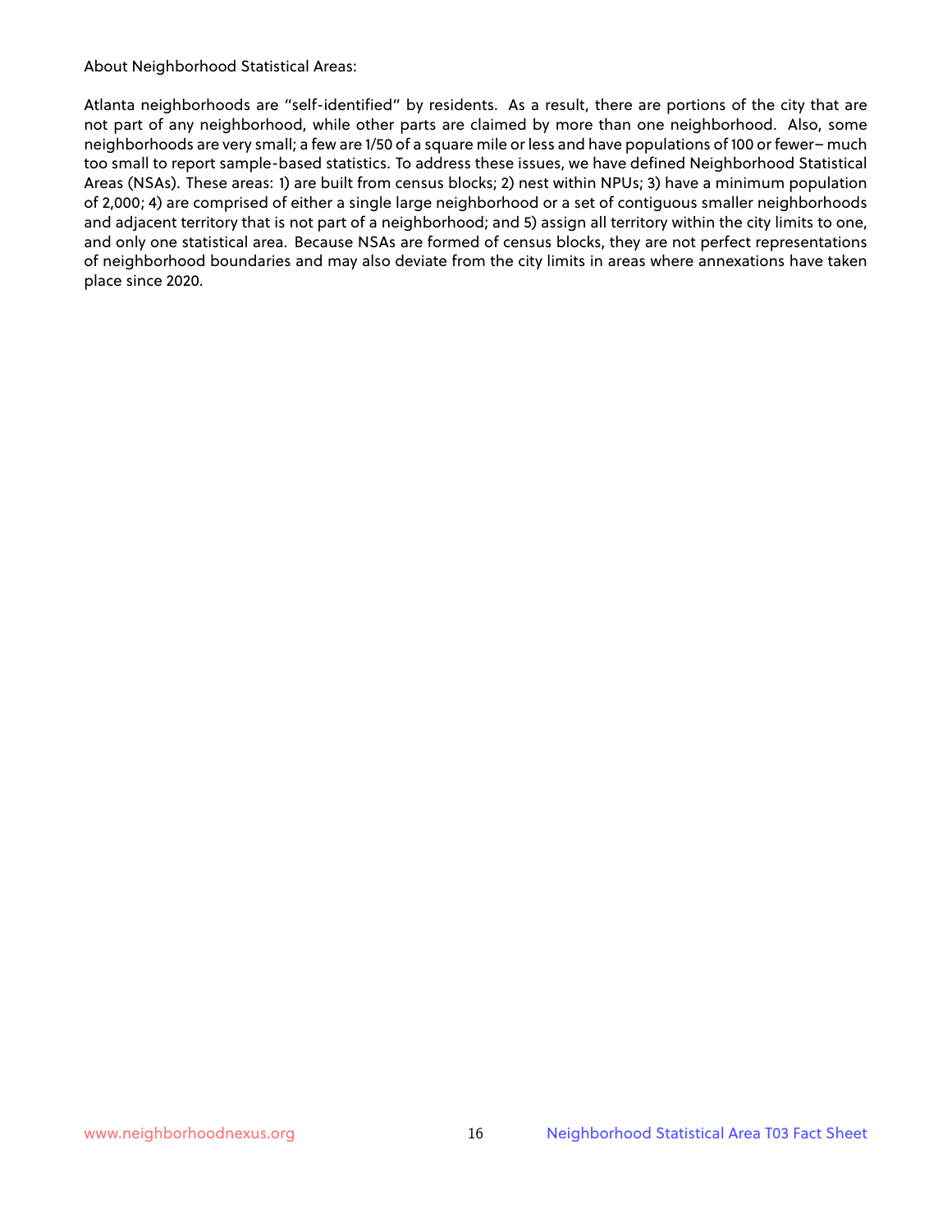About Neighborhood Statistical Areas:

Atlanta neighborhoods are "self-identified" by residents. As a result, there are portions of the city that are not part of any neighborhood, while other parts are claimed by more than one neighborhood. Also, some neighborhoods are very small; a few are 1/50 of a square mile or less and have populations of 100 or fewer– much too small to report sample-based statistics. To address these issues, we have defined Neighborhood Statistical Areas (NSAs). These areas: 1) are built from census blocks; 2) nest within NPUs; 3) have a minimum population of 2,000; 4) are comprised of either a single large neighborhood or a set of contiguous smaller neighborhoods and adjacent territory that is not part of a neighborhood; and 5) assign all territory within the city limits to one, and only one statistical area. Because NSAs are formed of census blocks, they are not perfect representations of neighborhood boundaries and may also deviate from the city limits in areas where annexations have taken place since 2020.